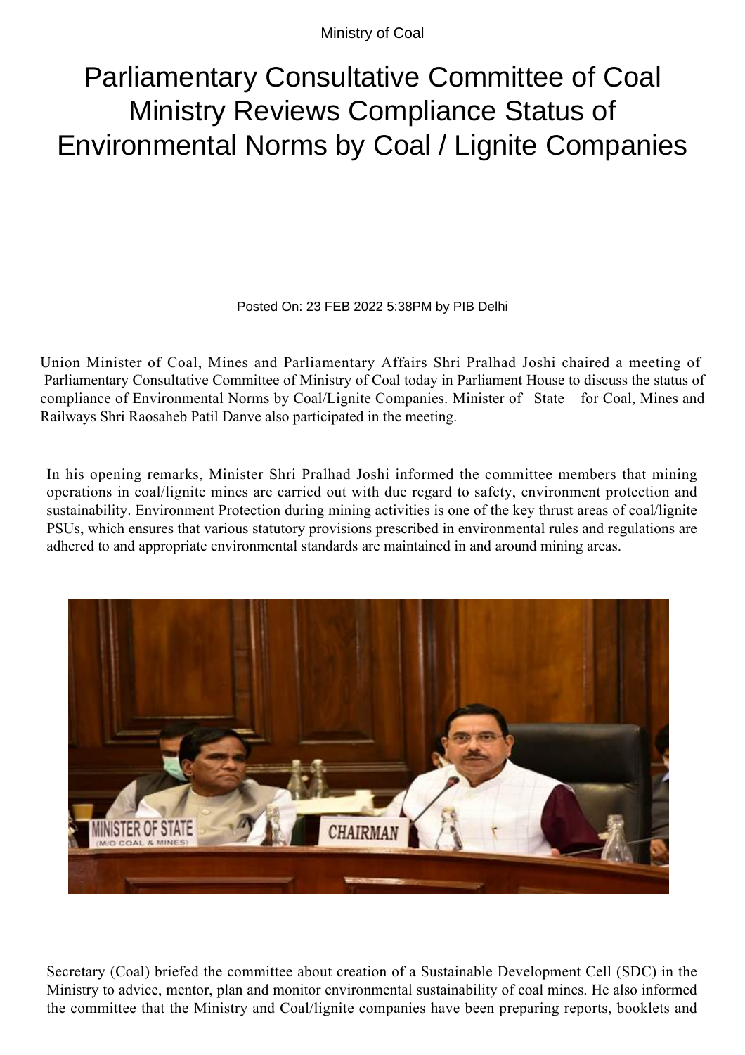Ministry of Coal

# Parliamentary Consultative Committee of Coal Ministry Reviews Compliance Status of Environmental Norms by Coal / Lignite Companies

Posted On: 23 FEB 2022 5:38PM by PIB Delhi

Union Minister of Coal, Mines and Parliamentary Affairs Shri Pralhad Joshi chaired a meeting of Parliamentary Consultative Committee of Ministry of Coal today in Parliament House to discuss the status of compliance of Environmental Norms by Coal/Lignite Companies. Minister of State for Coal, Mines and Railways Shri Raosaheb Patil Danve also participated in the meeting.

In his opening remarks, Minister Shri Pralhad Joshi informed the committee members that mining operations in coal/lignite mines are carried out with due regard to safety, environment protection and sustainability. Environment Protection during mining activities is one of the key thrust areas of coal/lignite PSUs, which ensures that various statutory provisions prescribed in environmental rules and regulations are adhered to and appropriate environmental standards are maintained in and around mining areas.

Secretary (Coal) briefed the committee about creation of a Sustainable Development Cell (SDC) in the Ministry to advice, mentor, plan and monitor environmental sustainability of coal mines. He also informed the committee that the Ministry and Coal/lignite companies have been preparing reports, booklets and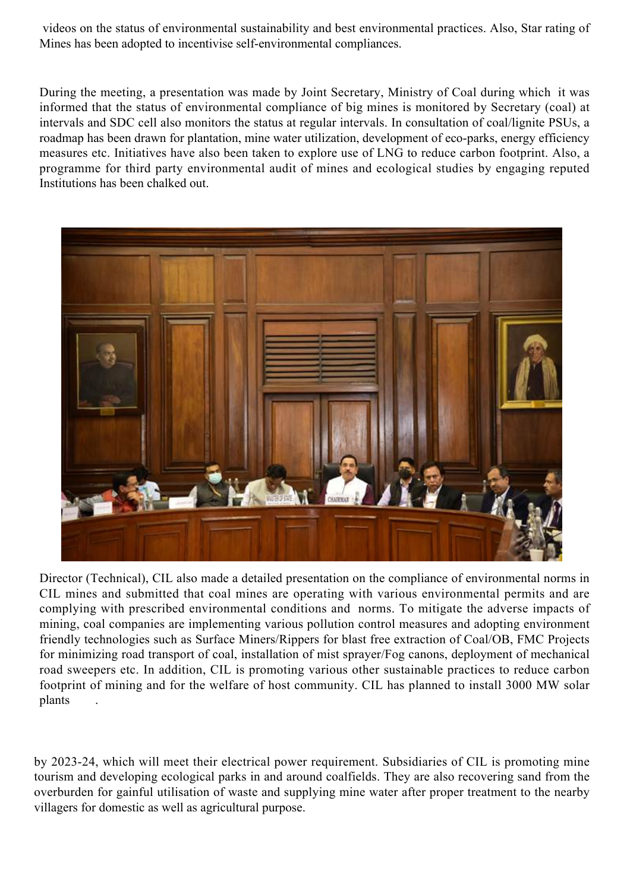videos on the status of environmental sustainability and best environmental practices. Also, Star rating of Mines has been adopted to incentivise self-environmental compliances.

During the meeting, a presentation was made by Joint Secretary, Ministry of Coal during which it was informed that the status of environmental compliance of big mines is monitored by Secretary (coal) at intervals and SDC cell also monitors the status at regular intervals. In consultation of coal/lignite PSUs, a roadmap has been drawn for plantation, mine water utilization, development of eco-parks, energy efficiency measures etc. Initiatives have also been taken to explore use of LNG to reduce carbon footprint. Also, a programme for third party environmental audit of mines and ecological studies by engaging reputed Institutions has been chalked out.

Director (Technical), CIL also made a detailed presentation on the compliance of environmental norms in CIL mines and submitted that coal mines are operating with various environmental permits and are complying with prescribed environmental conditions and norms. To mitigate the adverse impacts of mining, coal companies are implementing various pollution control measures and adopting environment friendly technologies such as Surface Miners/Rippers for blast free extraction of Coal/OB, FMC Projects for minimizing road transport of coal, installation of mist sprayer/Fog canons, deployment of mechanical road sweepers etc. In addition, CIL is promoting various other sustainable practices to reduce carbon footprint of mining and for the welfare of host community. CIL has planned to install 3000 MW solar plants by 2023-24, which will meet their electrical power requirement. Subsidiaries of CIL is promoting mine tourism and developing ecological parks in and around coalfields. They are also recovering sand from the overburden for gainful utilisation of waste and supplying mine water after proper treatment to the nearby villagers for domestic as well as agricultural purpose.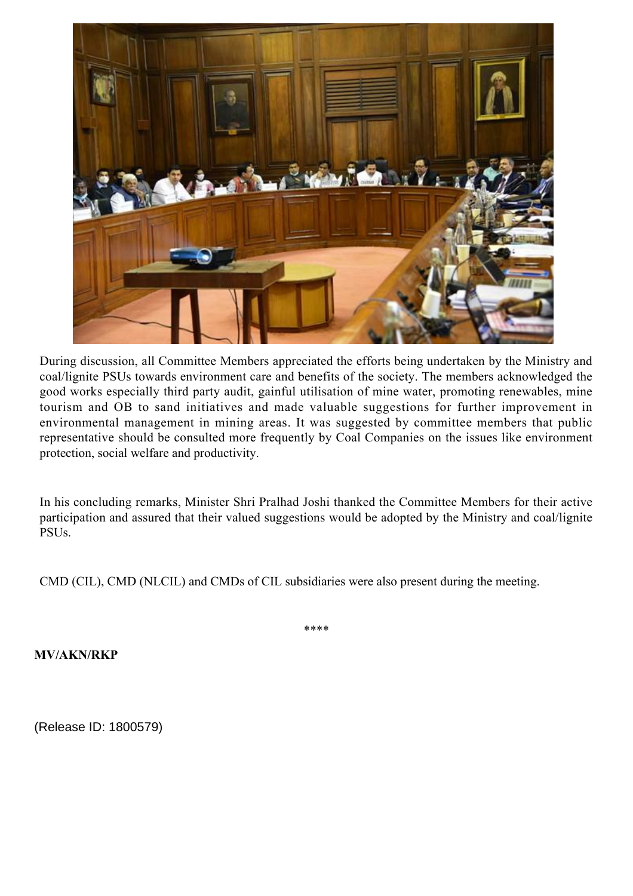During discussion, all Committee Members appreciated the efforts being undertaken by the Ministry and coal/lignite PSUs towards environment care and benefits of the society. The members acknowledged the good works especially third party audit, gainful utilisation of mine water, promoting renewables, mine tourism and OB to sand initiatives and made valuable suggestions for further improvement in environmental management in mining areas. It was suggested by committee members that public representative should be consulted more frequently by Coal Companies on the issues like environment protection, social welfare and productivity.

In his concluding remarks, Minister Shri Pralhad Joshi thanked the Committee Members for their active participation and assured that their valued suggestions would be adopted by the Ministry and coal/lignite PSUs.

CMD (CIL), CMD (NLCIL) and CMDs of CIL subsidiaries were also present during the meeting.

****

**MV/AKN/RKP**

(Release ID: 1800579)